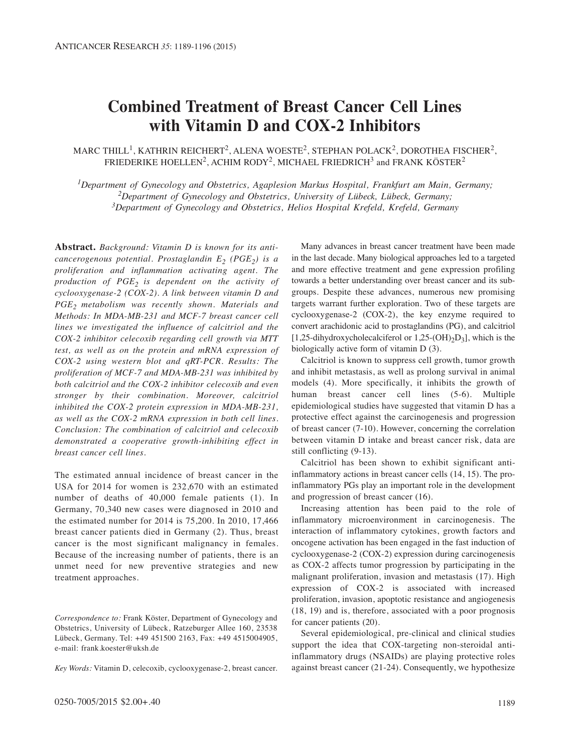# Combined Treatment of Breast Cancer Cell Lines with Vitamin D and COX-2 Inhibitors

MARC THILL[1], KATHRIN REICHERT[2], ALENA WOESTE[2], STEPHAN POLACK[2], DOROTHEA FISCHER[2], FRIEDERIKE HOELLEN[2], ACHIM RODY[2], MICHAEL FRIEDRICH[3] and FRANK KÖSTER[2]

[1]*Department of Gynecology and Obstetrics, Agaplesion Markus Hospital, Frankfurt am Main, Germany;*
[2]*Department of Gynecology and Obstetrics, University of Lübeck, Lübeck, Germany;*
[3]*Department of Gynecology and Obstetrics, Helios Hospital Krefeld, Krefeld, Germany*

**Abstract.** *Background: Vitamin D is known for its anti-cancerogenous potential. Prostaglandin $E_2$ ($PGE_2$) is a proliferation and inflammation activating agent. The production of $PGE_2$ is dependent on the activity of cyclooxygenase-2 (COX-2). A link between vitamin D and $PGE_2$ metabolism was recently shown. Materials and Methods: In MDA-MB-231 and MCF-7 breast cancer cell lines we investigated the influence of calcitriol and the COX-2 inhibitor celecoxib regarding cell growth via MTT test, as well as on the protein and mRNA expression of COX-2 using western blot and qRT-PCR. Results: The proliferation of MCF-7 and MDA-MB-231 was inhibited by both calcitriol and the COX-2 inhibitor celecoxib and even stronger by their combination. Moreover, calcitriol inhibited the COX-2 protein expression in MDA-MB-231, as well as the COX-2 mRNA expression in both cell lines. Conclusion: The combination of calcitriol and celecoxib demonstrated a cooperative growth-inhibiting effect in breast cancer cell lines.*

The estimated annual incidence of breast cancer in the USA for 2014 for women is 232,670 with an estimated number of deaths of 40,000 female patients (1). In Germany, 70,340 new cases were diagnosed in 2010 and the estimated number for 2014 is 75,200. In 2010, 17,466 breast cancer patients died in Germany (2). Thus, breast cancer is the most significant malignancy in females. Because of the increasing number of patients, there is an unmet need for new preventive strategies and new treatment approaches.

*Correspondence to:* Frank Köster, Department of Gynecology and Obstetrics, University of Lübeck, Ratzeburger Allee 160, 23538 Lübeck, Germany. Tel: +49 451500 2163, Fax: +49 4515004905, e-mail: frank.koester@uksh.de

*Key Words:* Vitamin D, celecoxib, cyclooxygenase-2, breast cancer.

Many advances in breast cancer treatment have been made in the last decade. Many biological approaches led to a targeted and more effective treatment and gene expression profiling towards a better understanding over breast cancer and its subgroups. Despite these advances, numerous new promising targets warrant further exploration. Two of these targets are cyclooxygenase-2 (COX-2), the key enzyme required to convert arachidonic acid to prostaglandins (PG), and calcitriol [1,25-dihydroxycholecalciferol or 1,25-$(OH)_2D_3$], which is the biologically active form of vitamin D (3).

Calcitriol is known to suppress cell growth, tumor growth and inhibit metastasis, as well as prolong survival in animal models (4). More specifically, it inhibits the growth of human breast cancer cell lines (5-6). Multiple epidemiological studies have suggested that vitamin D has a protective effect against the carcinogenesis and progression of breast cancer (7-10). However, concerning the correlation between vitamin D intake and breast cancer risk, data are still conflicting (9-13).

Calcitriol has been shown to exhibit significant anti-inflammatory actions in breast cancer cells (14, 15). The pro-inflammatory PGs play an important role in the development and progression of breast cancer (16).

Increasing attention has been paid to the role of inflammatory microenvironment in carcinogenesis. The interaction of inflammatory cytokines, growth factors and oncogene activation has been engaged in the fast induction of cyclooxygenase-2 (COX-2) expression during carcinogenesis as COX-2 affects tumor progression by participating in the malignant proliferation, invasion and metastasis (17). High expression of COX-2 is associated with increased proliferation, invasion, apoptotic resistance and angiogenesis (18, 19) and is, therefore, associated with a poor prognosis for cancer patients (20).

Several epidemiological, pre-clinical and clinical studies support the idea that COX-targeting non-steroidal anti-inflammatory drugs (NSAIDs) are playing protective roles against breast cancer (21-24). Consequently, we hypothesize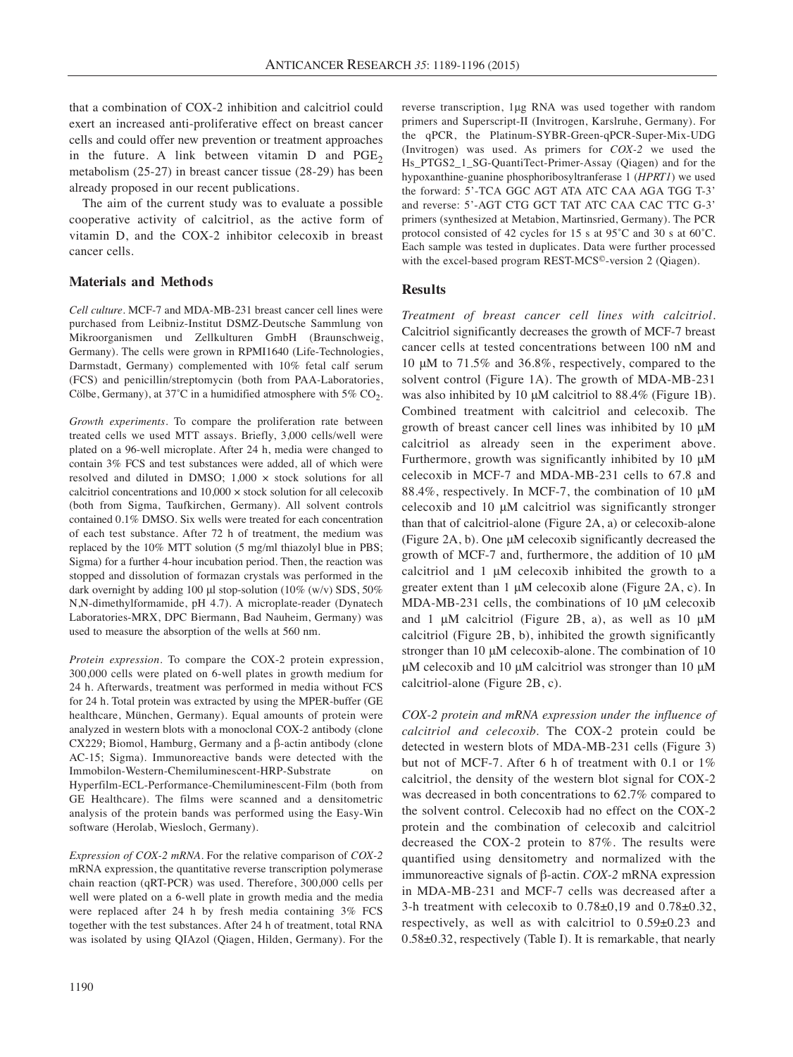that a combination of COX-2 inhibition and calcitriol could exert an increased anti-proliferative effect on breast cancer cells and could offer new prevention or treatment approaches in the future. A link between vitamin D and $PGE_2$ metabolism (25-27) in breast cancer tissue (28-29) has been already proposed in our recent publications.

The aim of the current study was to evaluate a possible cooperative activity of calcitriol, as the active form of vitamin D, and the COX-2 inhibitor celecoxib in breast cancer cells.

## Materials and Methods

*Cell culture.* MCF-7 and MDA-MB-231 breast cancer cell lines were purchased from Leibniz-Institut DSMZ-Deutsche Sammlung von Mikroorganismen und Zellkulturen GmbH (Braunschweig, Germany). The cells were grown in RPMI1640 (Life-Technologies, Darmstadt, Germany) complemented with 10% fetal calf serum (FCS) and penicillin/streptomycin (both from PAA-Laboratories, Cölbe, Germany), at 37˚C in a humidified atmosphere with 5% $CO_2$.

*Growth experiments.* To compare the proliferation rate between treated cells we used MTT assays. Briefly, 3,000 cells/well were plated on a 96-well microplate. After 24 h, media were changed to contain 3% FCS and test substances were added, all of which were resolved and diluted in DMSO; 1,000 × stock solutions for all calcitriol concentrations and 10,000 × stock solution for all celecoxib (both from Sigma, Taufkirchen, Germany). All solvent controls contained 0.1% DMSO. Six wells were treated for each concentration of each test substance. After 72 h of treatment, the medium was replaced by the 10% MTT solution (5 mg/ml thiazolyl blue in PBS; Sigma) for a further 4-hour incubation period. Then, the reaction was stopped and dissolution of formazan crystals was performed in the dark overnight by adding 100 μl stop-solution (10% (w/v) SDS, 50% N,N-dimethylformamide, pH 4.7). A microplate-reader (Dynatech Laboratories-MRX, DPC Biermann, Bad Nauheim, Germany) was used to measure the absorption of the wells at 560 nm.

*Protein expression.* To compare the COX-2 protein expression, 300,000 cells were plated on 6-well plates in growth medium for 24 h. Afterwards, treatment was performed in media without FCS for 24 h. Total protein was extracted by using the MPER-buffer (GE healthcare, München, Germany). Equal amounts of protein were analyzed in western blots with a monoclonal COX-2 antibody (clone CX229; Biomol, Hamburg, Germany and a β-actin antibody (clone AC-15; Sigma). Immunoreactive bands were detected with the Immobilon-Western-Chemiluminescent-HRP-Substrate on Hyperfilm-ECL-Performance-Chemiluminescent-Film (both from GE Healthcare). The films were scanned and a densitometric analysis of the protein bands was performed using the Easy-Win software (Herolab, Wiesloch, Germany).

*Expression of COX-2 mRNA.* For the relative comparison of *COX-2* mRNA expression, the quantitative reverse transcription polymerase chain reaction (qRT-PCR) was used. Therefore, 300,000 cells per well were plated on a 6-well plate in growth media and the media were replaced after 24 h by fresh media containing 3% FCS together with the test substances. After 24 h of treatment, total RNA was isolated by using QIAzol (Qiagen, Hilden, Germany). For the reverse transcription, 1μg RNA was used together with random primers and Superscript-II (Invitrogen, Karslruhe, Germany). For the qPCR, the Platinum-SYBR-Green-qPCR-Super-Mix-UDG (Invitrogen) was used. As primers for *COX-2* we used the Hs_PTGS2_1_SG-QuantiTect-Primer-Assay (Qiagen) and for the hypoxanthine-guanine phosphoribosyltranferase 1 (*HPRT1*) we used the forward: 5'-TCA GGC AGT ATA ATC CAA AGA TGG T-3' and reverse: 5'-AGT CTG GCT TAT ATC CAA CAC TTC G-3' primers (synthesized at Metabion, Martinsried, Germany). The PCR protocol consisted of 42 cycles for 15 s at 95˚C and 30 s at 60˚C. Each sample was tested in duplicates. Data were further processed with the excel-based program REST-MCS©-version 2 (Qiagen).

## Results

*Treatment of breast cancer cell lines with calcitriol.* Calcitriol significantly decreases the growth of MCF-7 breast cancer cells at tested concentrations between 100 nM and 10 μM to 71.5% and 36.8%, respectively, compared to the solvent control (Figure 1A). The growth of MDA-MB-231 was also inhibited by 10 μM calcitriol to 88.4% (Figure 1B). Combined treatment with calcitriol and celecoxib. The growth of breast cancer cell lines was inhibited by 10 μM calcitriol as already seen in the experiment above. Furthermore, growth was significantly inhibited by 10 μM celecoxib in MCF-7 and MDA-MB-231 cells to 67.8 and 88.4%, respectively. In MCF-7, the combination of 10 μM celecoxib and 10 μM calcitriol was significantly stronger than that of calcitriol-alone (Figure 2A, a) or celecoxib-alone (Figure 2A, b). One μM celecoxib significantly decreased the growth of MCF-7 and, furthermore, the addition of 10 μM calcitriol and 1 μM celecoxib inhibited the growth to a greater extent than 1 μM celecoxib alone (Figure 2A, c). In MDA-MB-231 cells, the combinations of 10 μM celecoxib and 1 μM calcitriol (Figure 2B, a), as well as 10 μM calcitriol (Figure 2B, b), inhibited the growth significantly stronger than 10 μM celecoxib-alone. The combination of 10 μM celecoxib and 10 μM calcitriol was stronger than 10 μM calcitriol-alone (Figure 2B, c).

*COX-2 protein and mRNA expression under the influence of calcitriol and celecoxib.* The COX-2 protein could be detected in western blots of MDA-MB-231 cells (Figure 3) but not of MCF-7. After 6 h of treatment with 0.1 or 1% calcitriol, the density of the western blot signal for COX-2 was decreased in both concentrations to 62.7% compared to the solvent control. Celecoxib had no effect on the COX-2 protein and the combination of celecoxib and calcitriol decreased the COX-2 protein to 87%. The results were quantified using densitometry and normalized with the immunoreactive signals of β-actin. *COX-2* mRNA expression in MDA-MB-231 and MCF-7 cells was decreased after a 3-h treatment with celecoxib to 0.78±0,19 and 0.78±0.32, respectively, as well as with calcitriol to 0.59±0.23 and 0.58±0.32, respectively (Table I). It is remarkable, that nearly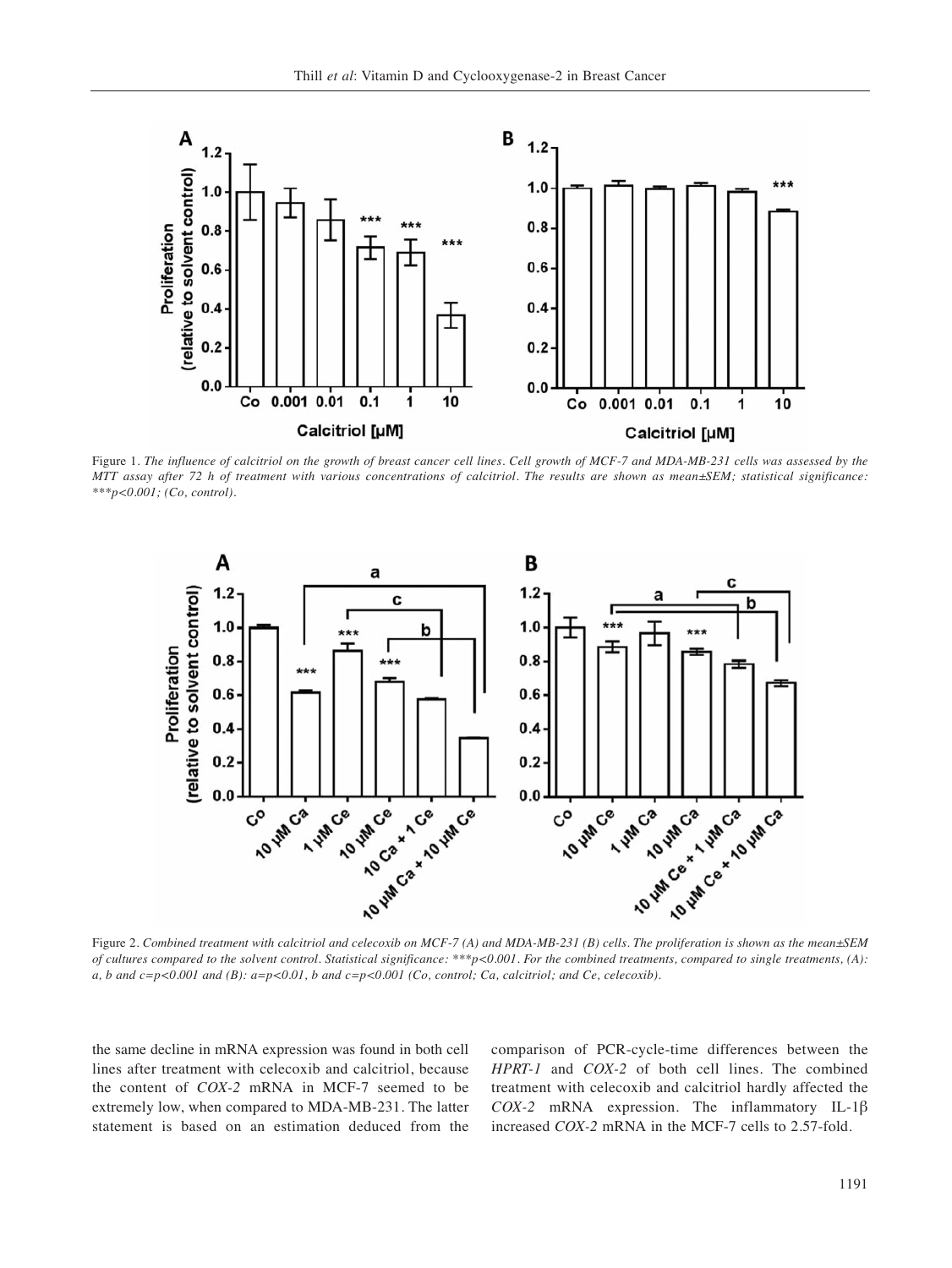Figure 1. *The influence of calcitriol on the growth of breast cancer cell lines. Cell growth of MCF-7 and MDA-MB-231 cells was assessed by the MTT assay after 72 h of treatment with various concentrations of calcitriol. The results are shown as mean±SEM; statistical significance: ***p<0.001; (Co, control).*

Figure 2. *Combined treatment with calcitriol and celecoxib on MCF-7 (A) and MDA-MB-231 (B) cells. The proliferation is shown as the mean±SEM of cultures compared to the solvent control. Statistical significance: ***p<0.001. For the combined treatments, compared to single treatments, (A): a, b and c=p<0.001 and (B): a=p<0.01, b and c=p<0.001 (Co, control; Ca, calcitriol; and Ce, celecoxib).*

the same decline in mRNA expression was found in both cell lines after treatment with celecoxib and calcitriol, because the content of *COX-2* mRNA in MCF-7 seemed to be extremely low, when compared to MDA-MB-231. The latter statement is based on an estimation deduced from the comparison of PCR-cycle-time differences between the *HPRT-1* and *COX-2* of both cell lines. The combined treatment with celecoxib and calcitriol hardly affected the *COX-2* mRNA expression. The inflammatory IL-1β increased *COX-2* mRNA in the MCF-7 cells to 2.57-fold.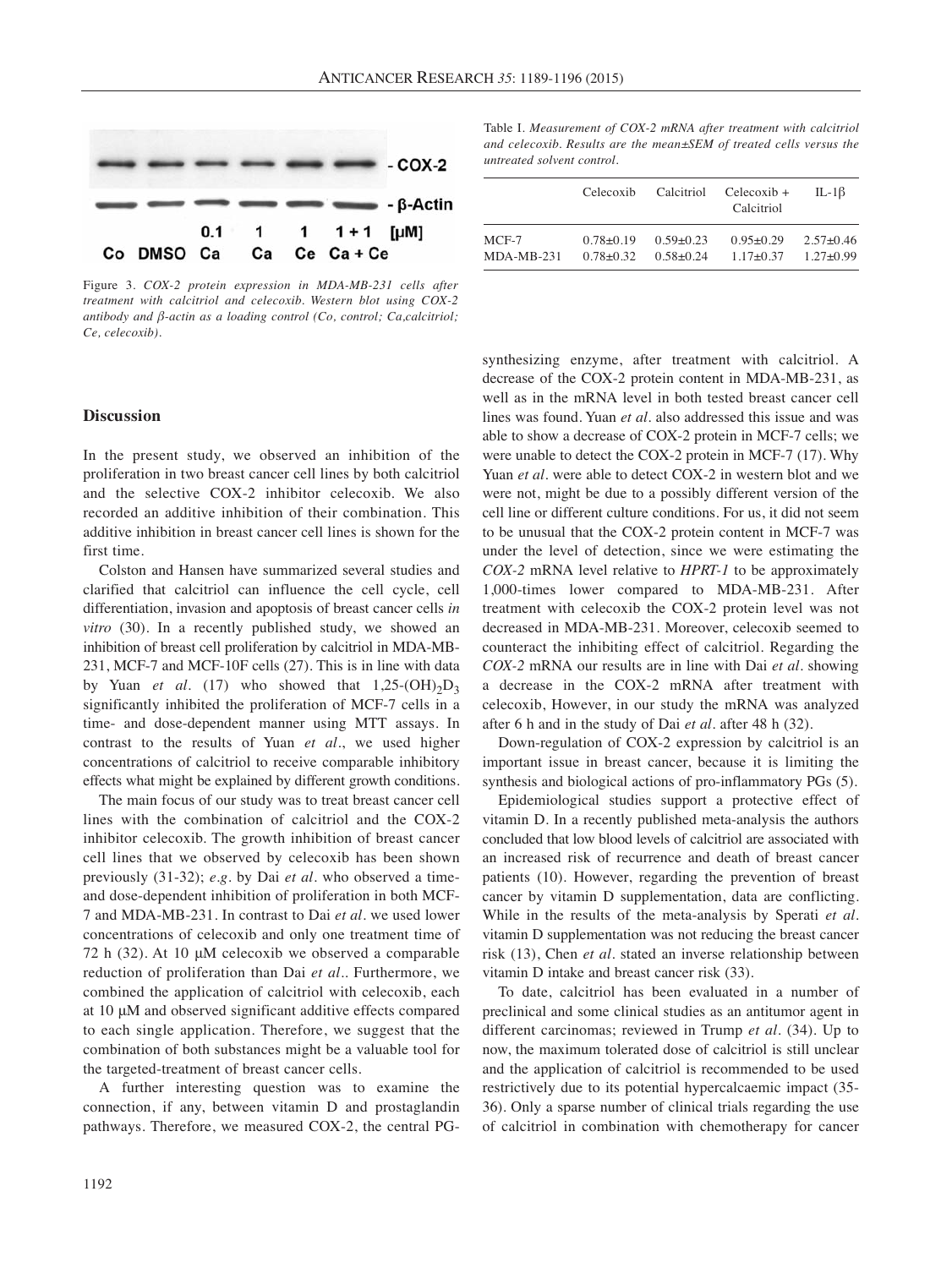Figure 3. *COX-2 protein expression in MDA-MB-231 cells after treatment with calcitriol and celecoxib. Western blot using COX-2 antibody and β-actin as a loading control (Co, control; Ca,calcitriol; Ce, celecoxib).*

Table I. *Measurement of COX-2 mRNA after treatment with calcitriol and celecoxib. Results are the mean±SEM of treated cells versus the untreated solvent control.*

| | Celecoxib | Calcitriol | Celecoxib + Calcitriol | IL-1β |
|---|---|---|---|---|
| MCF-7 | 0.78±0.19 | 0.59±0.23 | 0.95±0.29 | 2.57±0.46 |
| MDA-MB-231 | 0.78±0.32 | 0.58±0.24 | 1.17±0.37 | 1.27±0.99 |

## Discussion

In the present study, we observed an inhibition of the proliferation in two breast cancer cell lines by both calcitriol and the selective COX-2 inhibitor celecoxib. We also recorded an additive inhibition of their combination. This additive inhibition in breast cancer cell lines is shown for the first time.

Colston and Hansen have summarized several studies and clarified that calcitriol can influence the cell cycle, cell differentiation, invasion and apoptosis of breast cancer cells *in vitro* (30). In a recently published study, we showed an inhibition of breast cell proliferation by calcitriol in MDA-MB-231, MCF-7 and MCF-10F cells (27). This is in line with data by Yuan *et al.* (17) who showed that $1,25\text{-(OH)}_2D_3$ significantly inhibited the proliferation of MCF-7 cells in a time- and dose-dependent manner using MTT assays. In contrast to the results of Yuan *et al.*, we used higher concentrations of calcitriol to receive comparable inhibitory effects what might be explained by different growth conditions.

The main focus of our study was to treat breast cancer cell lines with the combination of calcitriol and the COX-2 inhibitor celecoxib. The growth inhibition of breast cancer cell lines that we observed by celecoxib has been shown previously (31-32); *e.g.* by Dai *et al.* who observed a time- and dose-dependent inhibition of proliferation in both MCF-7 and MDA-MB-231. In contrast to Dai *et al.* we used lower concentrations of celecoxib and only one treatment time of 72 h (32). At 10 μM celecoxib we observed a comparable reduction of proliferation than Dai *et al.*. Furthermore, we combined the application of calcitriol with celecoxib, each at 10 μM and observed significant additive effects compared to each single application. Therefore, we suggest that the combination of both substances might be a valuable tool for the targeted-treatment of breast cancer cells.

A further interesting question was to examine the connection, if any, between vitamin D and prostaglandin pathways. Therefore, we measured COX-2, the central PG-synthesizing enzyme, after treatment with calcitriol. A decrease of the COX-2 protein content in MDA-MB-231, as well as in the mRNA level in both tested breast cancer cell lines was found. Yuan *et al.* also addressed this issue and was able to show a decrease of COX-2 protein in MCF-7 cells; we were unable to detect the COX-2 protein in MCF-7 (17). Why Yuan *et al.* were able to detect COX-2 in western blot and we were not, might be due to a possibly different version of the cell line or different culture conditions. For us, it did not seem to be unusual that the COX-2 protein content in MCF-7 was under the level of detection, since we were estimating the *COX-2* mRNA level relative to *HPRT-1* to be approximately 1,000-times lower compared to MDA-MB-231. After treatment with celecoxib the COX-2 protein level was not decreased in MDA-MB-231. Moreover, celecoxib seemed to counteract the inhibiting effect of calcitriol. Regarding the *COX-2* mRNA our results are in line with Dai *et al.* showing a decrease in the COX-2 mRNA after treatment with celecoxib, However, in our study the mRNA was analyzed after 6 h and in the study of Dai *et al.* after 48 h (32).

Down-regulation of COX-2 expression by calcitriol is an important issue in breast cancer, because it is limiting the synthesis and biological actions of pro-inflammatory PGs (5).

Epidemiological studies support a protective effect of vitamin D. In a recently published meta-analysis the authors concluded that low blood levels of calcitriol are associated with an increased risk of recurrence and death of breast cancer patients (10). However, regarding the prevention of breast cancer by vitamin D supplementation, data are conflicting. While in the results of the meta-analysis by Sperati *et al.* vitamin D supplementation was not reducing the breast cancer risk (13), Chen *et al.* stated an inverse relationship between vitamin D intake and breast cancer risk (33).

To date, calcitriol has been evaluated in a number of preclinical and some clinical studies as an antitumor agent in different carcinomas; reviewed in Trump *et al.* (34). Up to now, the maximum tolerated dose of calcitriol is still unclear and the application of calcitriol is recommended to be used restrictively due to its potential hypercalcaemic impact (35-36). Only a sparse number of clinical trials regarding the use of calcitriol in combination with chemotherapy for cancer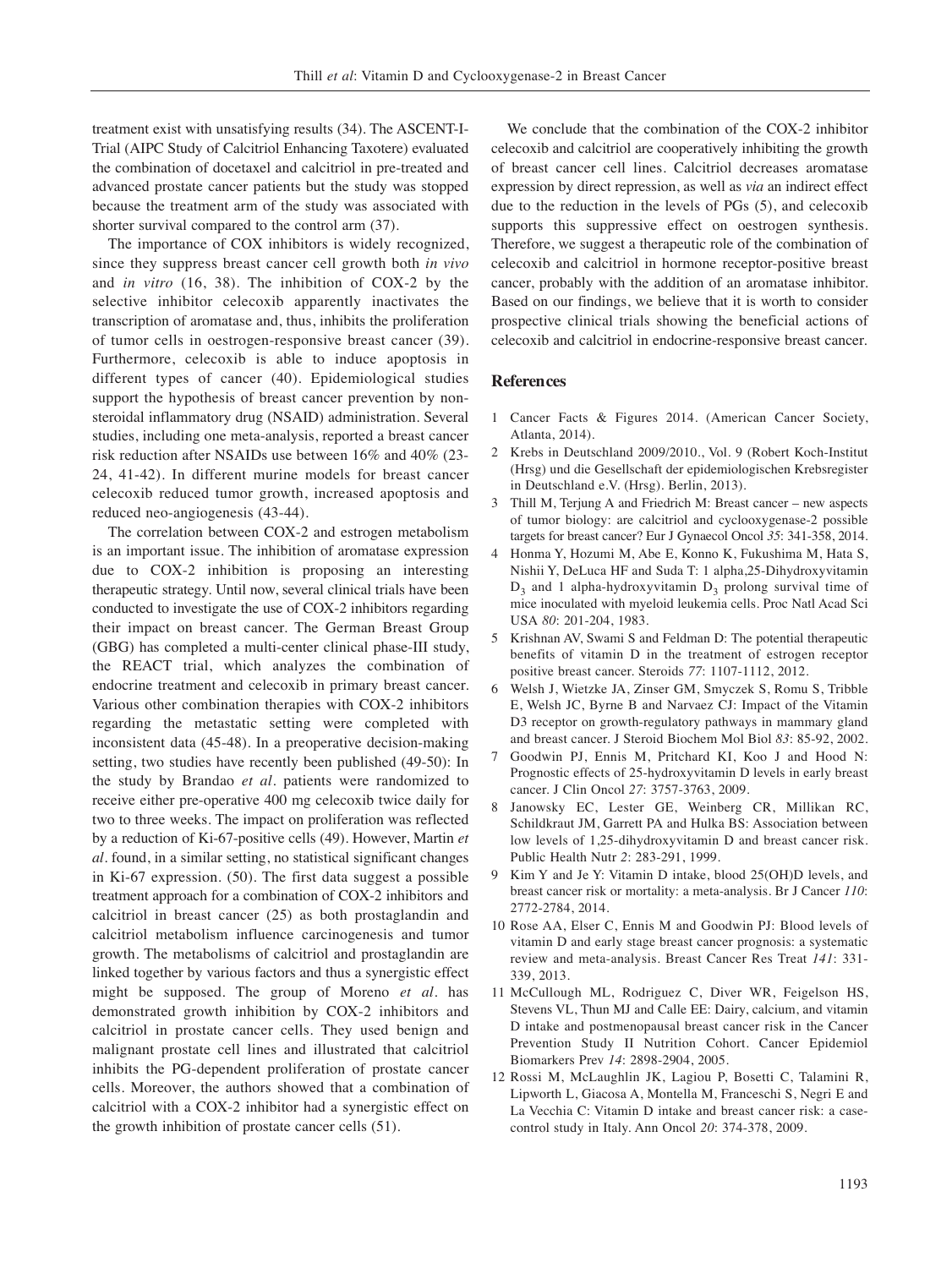treatment exist with unsatisfying results (34). The ASCENT-I-Trial (AIPC Study of Calcitriol Enhancing Taxotere) evaluated the combination of docetaxel and calcitriol in pre-treated and advanced prostate cancer patients but the study was stopped because the treatment arm of the study was associated with shorter survival compared to the control arm (37).

The importance of COX inhibitors is widely recognized, since they suppress breast cancer cell growth both *in vivo* and *in vitro* (16, 38). The inhibition of COX-2 by the selective inhibitor celecoxib apparently inactivates the transcription of aromatase and, thus, inhibits the proliferation of tumor cells in oestrogen-responsive breast cancer (39). Furthermore, celecoxib is able to induce apoptosis in different types of cancer (40). Epidemiological studies support the hypothesis of breast cancer prevention by non-steroidal inflammatory drug (NSAID) administration. Several studies, including one meta-analysis, reported a breast cancer risk reduction after NSAIDs use between 16% and 40% (23-24, 41-42). In different murine models for breast cancer celecoxib reduced tumor growth, increased apoptosis and reduced neo-angiogenesis (43-44).

The correlation between COX-2 and estrogen metabolism is an important issue. The inhibition of aromatase expression due to COX-2 inhibition is proposing an interesting therapeutic strategy. Until now, several clinical trials have been conducted to investigate the use of COX-2 inhibitors regarding their impact on breast cancer. The German Breast Group (GBG) has completed a multi-center clinical phase-III study, the REACT trial, which analyzes the combination of endocrine treatment and celecoxib in primary breast cancer. Various other combination therapies with COX-2 inhibitors regarding the metastatic setting were completed with inconsistent data (45-48). In a preoperative decision-making setting, two studies have recently been published (49-50): In the study by Brandao *et al*. patients were randomized to receive either pre-operative 400 mg celecoxib twice daily for two to three weeks. The impact on proliferation was reflected by a reduction of Ki-67-positive cells (49). However, Martin *et al*. found, in a similar setting, no statistical significant changes in Ki-67 expression. (50). The first data suggest a possible treatment approach for a combination of COX-2 inhibitors and calcitriol in breast cancer (25) as both prostaglandin and calcitriol metabolism influence carcinogenesis and tumor growth. The metabolisms of calcitriol and prostaglandin are linked together by various factors and thus a synergistic effect might be supposed. The group of Moreno *et al*. has demonstrated growth inhibition by COX-2 inhibitors and calcitriol in prostate cancer cells. They used benign and malignant prostate cell lines and illustrated that calcitriol inhibits the PG-dependent proliferation of prostate cancer cells. Moreover, the authors showed that a combination of calcitriol with a COX-2 inhibitor had a synergistic effect on the growth inhibition of prostate cancer cells (51).

We conclude that the combination of the COX-2 inhibitor celecoxib and calcitriol are cooperatively inhibiting the growth of breast cancer cell lines. Calcitriol decreases aromatase expression by direct repression, as well as *via* an indirect effect due to the reduction in the levels of PGs (5), and celecoxib supports this suppressive effect on oestrogen synthesis. Therefore, we suggest a therapeutic role of the combination of celecoxib and calcitriol in hormone receptor-positive breast cancer, probably with the addition of an aromatase inhibitor. Based on our findings, we believe that it is worth to consider prospective clinical trials showing the beneficial actions of celecoxib and calcitriol in endocrine-responsive breast cancer.

## References

1. Cancer Facts & Figures 2014. (American Cancer Society, Atlanta, 2014).
2. Krebs in Deutschland 2009/2010., Vol. 9 (Robert Koch-Institut (Hrsg) und die Gesellschaft der epidemiologischen Krebsregister in Deutschland e.V. (Hrsg). Berlin, 2013).
3. Thill M, Terjung A and Friedrich M: Breast cancer – new aspects of tumor biology: are calcitriol and cyclooxygenase-2 possible targets for breast cancer? Eur J Gynaecol Oncol *35*: 341-358, 2014.
4. Honma Y, Hozumi M, Abe E, Konno K, Fukushima M, Hata S, Nishii Y, DeLuca HF and Suda T: 1 alpha,25-Dihydroxyvitamin $D_3$ and 1 alpha-hydroxyvitamin $D_3$ prolong survival time of mice inoculated with myeloid leukemia cells. Proc Natl Acad Sci USA *80*: 201-204, 1983.
5. Krishnan AV, Swami S and Feldman D: The potential therapeutic benefits of vitamin D in the treatment of estrogen receptor positive breast cancer. Steroids *77*: 1107-1112, 2012.
6. Welsh J, Wietzke JA, Zinser GM, Smyczek S, Romu S, Tribble E, Welsh JC, Byrne B and Narvaez CJ: Impact of the Vitamin D3 receptor on growth-regulatory pathways in mammary gland and breast cancer. J Steroid Biochem Mol Biol *83*: 85-92, 2002.
7. Goodwin PJ, Ennis M, Pritchard KI, Koo J and Hood N: Prognostic effects of 25-hydroxyvitamin D levels in early breast cancer. J Clin Oncol *27*: 3757-3763, 2009.
8. Janowsky EC, Lester GE, Weinberg CR, Millikan RC, Schildkraut JM, Garrett PA and Hulka BS: Association between low levels of 1,25-dihydroxyvitamin D and breast cancer risk. Public Health Nutr *2*: 283-291, 1999.
9. Kim Y and Je Y: Vitamin D intake, blood 25(OH)D levels, and breast cancer risk or mortality: a meta-analysis. Br J Cancer *110*: 2772-2784, 2014.
10. Rose AA, Elser C, Ennis M and Goodwin PJ: Blood levels of vitamin D and early stage breast cancer prognosis: a systematic review and meta-analysis. Breast Cancer Res Treat *141*: 331-339, 2013.
11. McCullough ML, Rodriguez C, Diver WR, Feigelson HS, Stevens VL, Thun MJ and Calle EE: Dairy, calcium, and vitamin D intake and postmenopausal breast cancer risk in the Cancer Prevention Study II Nutrition Cohort. Cancer Epidemiol Biomarkers Prev *14*: 2898-2904, 2005.
12. Rossi M, McLaughlin JK, Lagiou P, Bosetti C, Talamini R, Lipworth L, Giacosa A, Montella M, Franceschi S, Negri E and La Vecchia C: Vitamin D intake and breast cancer risk: a case-control study in Italy. Ann Oncol *20*: 374-378, 2009.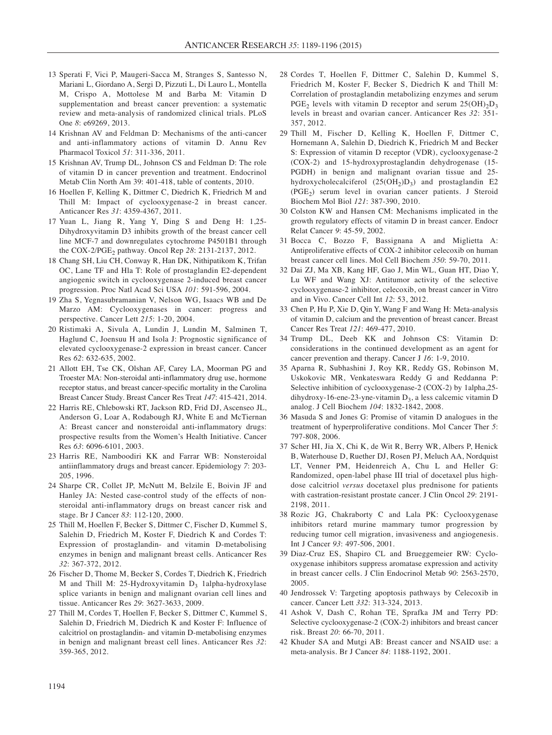13 Sperati F, Vici P, Maugeri-Sacca M, Stranges S, Santesso N, Mariani L, Giordano A, Sergi D, Pizzuti L, Di Lauro L, Montella M, Crispo A, Mottolese M and Barba M: Vitamin D supplementation and breast cancer prevention: a systematic review and meta-analysis of randomized clinical trials. PLoS One *8*: e69269, 2013.

14 Krishnan AV and Feldman D: Mechanisms of the anti-cancer and anti-inflammatory actions of vitamin D. Annu Rev Pharmacol Toxicol *51*: 311-336, 2011.

15 Krishnan AV, Trump DL, Johnson CS and Feldman D: The role of vitamin D in cancer prevention and treatment. Endocrinol Metab Clin North Am 39: 401-418, table of contents, 2010.

16 Hoellen F, Kelling K, Dittmer C, Diedrich K, Friedrich M and Thill M: Impact of cyclooxygenase-2 in breast cancer. Anticancer Res *31*: 4359-4367, 2011.

17 Yuan L, Jiang R, Yang Y, Ding S and Deng H: 1,25-Dihydroxyvitamin D3 inhibits growth of the breast cancer cell line MCF-7 and downregulates cytochrome P4501B1 through the COX-2/$PGE_2$ pathway. Oncol Rep *28*: 2131-2137, 2012.

18 Chang SH, Liu CH, Conway R, Han DK, Nithipatikom K, Trifan OC, Lane TF and Hla T: Role of prostaglandin E2-dependent angiogenic switch in cyclooxygenase 2-induced breast cancer progression. Proc Natl Acad Sci USA *101*: 591-596, 2004.

19 Zha S, Yegnasubramanian V, Nelson WG, Isaacs WB and De Marzo AM: Cyclooxygenases in cancer: progress and perspective. Cancer Lett *215*: 1-20, 2004.

20 Ristimaki A, Sivula A, Lundin J, Lundin M, Salminen T, Haglund C, Joensuu H and Isola J: Prognostic significance of elevated cyclooxygenase-2 expression in breast cancer. Cancer Res *62*: 632-635, 2002.

21 Allott EH, Tse CK, Olshan AF, Carey LA, Moorman PG and Troester MA: Non-steroidal anti-inflammatory drug use, hormone receptor status, and breast cancer-specific mortality in the Carolina Breast Cancer Study. Breast Cancer Res Treat *147*: 415-421, 2014.

22 Harris RE, Chlebowski RT, Jackson RD, Frid DJ, Ascenseo JL, Anderson G, Loar A, Rodabough RJ, White E and McTiernan A: Breast cancer and nonsteroidal anti-inflammatory drugs: prospective results from the Women's Health Initiative. Cancer Res *63*: 6096-6101, 2003.

23 Harris RE, Namboodiri KK and Farrar WB: Nonsteroidal antiinflammatory drugs and breast cancer. Epidemiology *7*: 203-205, 1996.

24 Sharpe CR, Collet JP, McNutt M, Belzile E, Boivin JF and Hanley JA: Nested case-control study of the effects of non-steroidal anti-inflammatory drugs on breast cancer risk and stage. Br J Cancer *83*: 112-120, 2000.

25 Thill M, Hoellen F, Becker S, Dittmer C, Fischer D, Kummel S, Salehin D, Friedrich M, Koster F, Diedrich K and Cordes T: Expression of prostaglandin- and vitamin D-metabolising enzymes in benign and malignant breast cells. Anticancer Res *32*: 367-372, 2012.

26 Fischer D, Thome M, Becker S, Cordes T, Diedrich K, Friedrich M and Thill M: 25-Hydroxyvitamin $D_3$ 1alpha-hydroxylase splice variants in benign and malignant ovarian cell lines and tissue. Anticancer Res *29*: 3627-3633, 2009.

27 Thill M, Cordes T, Hoellen F, Becker S, Dittmer C, Kummel S, Salehin D, Friedrich M, Diedrich K and Koster F: Influence of calcitriol on prostaglandin- and vitamin D-metabolising enzymes in benign and malignant breast cell lines. Anticancer Res *32*: 359-365, 2012.

28 Cordes T, Hoellen F, Dittmer C, Salehin D, Kummel S, Friedrich M, Koster F, Becker S, Diedrich K and Thill M: Correlation of prostaglandin metabolizing enzymes and serum $PGE_2$ levels with vitamin D receptor and serum $25(OH)_2D_3$ levels in breast and ovarian cancer. Anticancer Res *32*: 351-357, 2012.

29 Thill M, Fischer D, Kelling K, Hoellen F, Dittmer C, Hornemann A, Salehin D, Diedrich K, Friedrich M and Becker S: Expression of vitamin D receptor (VDR), cyclooxygenase-2 (COX-2) and 15-hydroxyprostaglandin dehydrogenase (15-PGDH) in benign and malignant ovarian tissue and 25-hydroxycholecalciferol ($25(OH_2)D_3$) and prostaglandin E2 ($PGE_2$) serum level in ovarian cancer patients. J Steroid Biochem Mol Biol *121*: 387-390, 2010.

30 Colston KW and Hansen CM: Mechanisms implicated in the growth regulatory effects of vitamin D in breast cancer. Endocr Relat Cancer *9*: 45-59, 2002.

31 Bocca C, Bozzo F, Bassignana A and Miglietta A: Antiproliferative effects of COX-2 inhibitor celecoxib on human breast cancer cell lines. Mol Cell Biochem *350*: 59-70, 2011.

32 Dai ZJ, Ma XB, Kang HF, Gao J, Min WL, Guan HT, Diao Y, Lu WF and Wang XJ: Antitumor activity of the selective cyclooxygenase-2 inhibitor, celecoxib, on breast cancer in Vitro and in Vivo. Cancer Cell Int *12*: 53, 2012.

33 Chen P, Hu P, Xie D, Qin Y, Wang F and Wang H: Meta-analysis of vitamin D, calcium and the prevention of breast cancer. Breast Cancer Res Treat *121*: 469-477, 2010.

34 Trump DL, Deeb KK and Johnson CS: Vitamin D: considerations in the continued development as an agent for cancer prevention and therapy. Cancer J *16*: 1-9, 2010.

35 Aparna R, Subhashini J, Roy KR, Reddy GS, Robinson M, Uskokovic MR, Venkateswara Reddy G and Reddanna P: Selective inhibition of cyclooxygenase-2 (COX-2) by 1alpha,25-dihydroxy-16-ene-23-yne-vitamin $D_3$, a less calcemic vitamin D analog. J Cell Biochem *104*: 1832-1842, 2008.

36 Masuda S and Jones G: Promise of vitamin D analogues in the treatment of hyperproliferative conditions. Mol Cancer Ther *5*: 797-808, 2006.

37 Scher HI, Jia X, Chi K, de Wit R, Berry WR, Albers P, Henick B, Waterhouse D, Ruether DJ, Rosen PJ, Meluch AA, Nordquist LT, Venner PM, Heidenreich A, Chu L and Heller G: Randomized, open-label phase III trial of docetaxel plus high-dose calcitriol *versus* docetaxel plus prednisone for patients with castration-resistant prostate cancer. J Clin Oncol *29*: 2191-2198, 2011.

38 Rozic JG, Chakraborty C and Lala PK: Cyclooxygenase inhibitors retard murine mammary tumor progression by reducing tumor cell migration, invasiveness and angiogenesis. Int J Cancer *93*: 497-506, 2001.

39 Diaz-Cruz ES, Shapiro CL and Brueggemeier RW: Cyclooxygenase inhibitors suppress aromatase expression and activity in breast cancer cells. J Clin Endocrinol Metab *90*: 2563-2570, 2005.

40 Jendrossek V: Targeting apoptosis pathways by Celecoxib in cancer. Cancer Lett *332*: 313-324, 2013.

41 Ashok V, Dash C, Rohan TE, Sprafka JM and Terry PD: Selective cyclooxygenase-2 (COX-2) inhibitors and breast cancer risk. Breast *20*: 66-70, 2011.

42 Khuder SA and Mutgi AB: Breast cancer and NSAID use: a meta-analysis. Br J Cancer *84*: 1188-1192, 2001.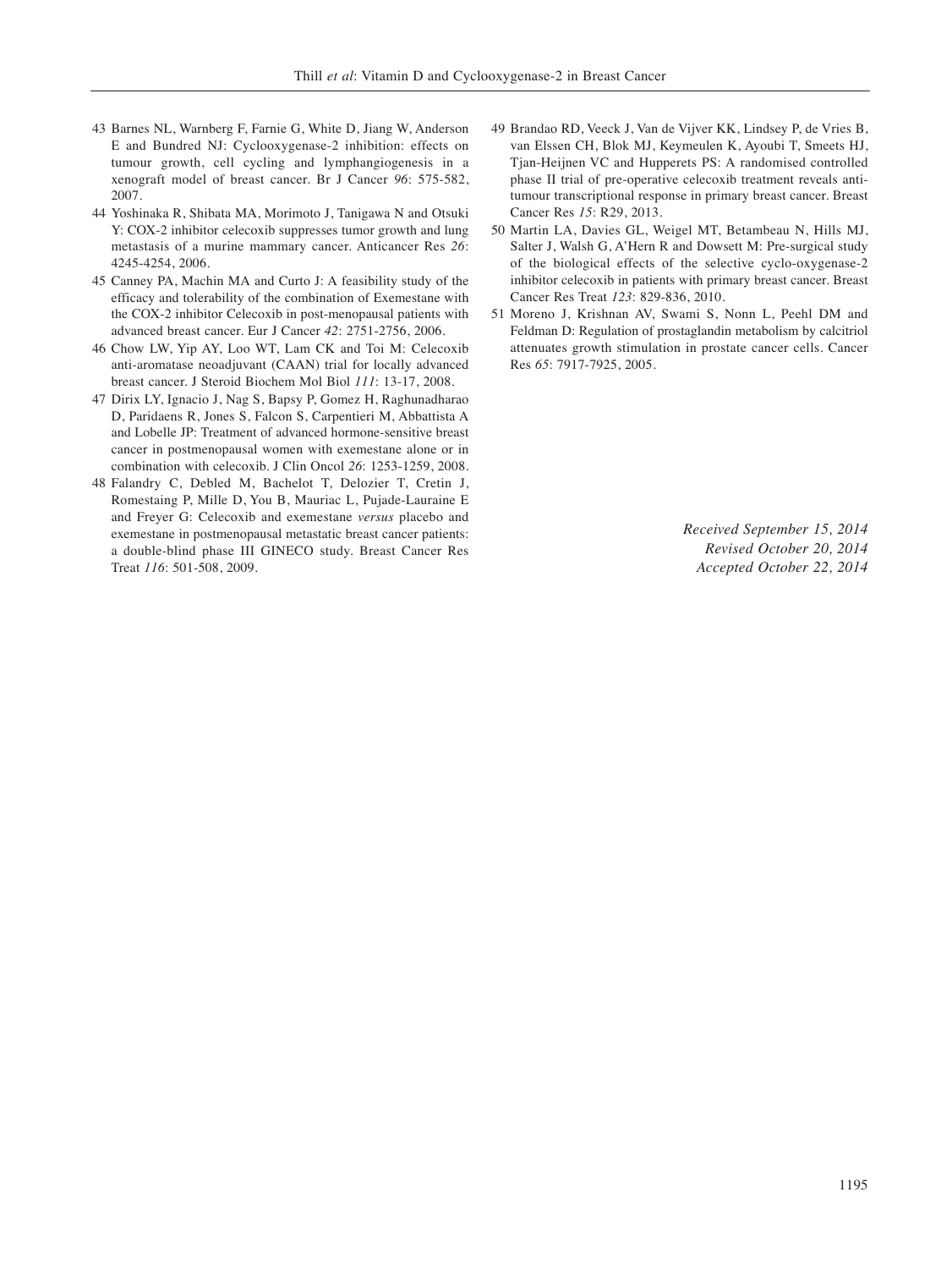43 Barnes NL, Warnberg F, Farnie G, White D, Jiang W, Anderson E and Bundred NJ: Cyclooxygenase-2 inhibition: effects on tumour growth, cell cycling and lymphangiogenesis in a xenograft model of breast cancer. Br J Cancer *96*: 575-582, 2007.

44 Yoshinaka R, Shibata MA, Morimoto J, Tanigawa N and Otsuki Y: COX-2 inhibitor celecoxib suppresses tumor growth and lung metastasis of a murine mammary cancer. Anticancer Res *26*: 4245-4254, 2006.

45 Canney PA, Machin MA and Curto J: A feasibility study of the efficacy and tolerability of the combination of Exemestane with the COX-2 inhibitor Celecoxib in post-menopausal patients with advanced breast cancer. Eur J Cancer *42*: 2751-2756, 2006.

46 Chow LW, Yip AY, Loo WT, Lam CK and Toi M: Celecoxib anti-aromatase neoadjuvant (CAAN) trial for locally advanced breast cancer. J Steroid Biochem Mol Biol *111*: 13-17, 2008.

47 Dirix LY, Ignacio J, Nag S, Bapsy P, Gomez H, Raghunadharao D, Paridaens R, Jones S, Falcon S, Carpentieri M, Abbattista A and Lobelle JP: Treatment of advanced hormone-sensitive breast cancer in postmenopausal women with exemestane alone or in combination with celecoxib. J Clin Oncol *26*: 1253-1259, 2008.

48 Falandry C, Debled M, Bachelot T, Delozier T, Cretin J, Romestaing P, Mille D, You B, Mauriac L, Pujade-Lauraine E and Freyer G: Celecoxib and exemestane *versus* placebo and exemestane in postmenopausal metastatic breast cancer patients: a double-blind phase III GINECO study. Breast Cancer Res Treat *116*: 501-508, 2009.

49 Brandao RD, Veeck J, Van de Vijver KK, Lindsey P, de Vries B, van Elssen CH, Blok MJ, Keymeulen K, Ayoubi T, Smeets HJ, Tjan-Heijnen VC and Hupperets PS: A randomised controlled phase II trial of pre-operative celecoxib treatment reveals anti-tumour transcriptional response in primary breast cancer. Breast Cancer Res *15*: R29, 2013.

50 Martin LA, Davies GL, Weigel MT, Betambeau N, Hills MJ, Salter J, Walsh G, A'Hern R and Dowsett M: Pre-surgical study of the biological effects of the selective cyclo-oxygenase-2 inhibitor celecoxib in patients with primary breast cancer. Breast Cancer Res Treat *123*: 829-836, 2010.

51 Moreno J, Krishnan AV, Swami S, Nonn L, Peehl DM and Feldman D: Regulation of prostaglandin metabolism by calcitriol attenuates growth stimulation in prostate cancer cells. Cancer Res *65*: 7917-7925, 2005.

*Received September 15, 2014*
*Revised October 20, 2014*
*Accepted October 22, 2014*